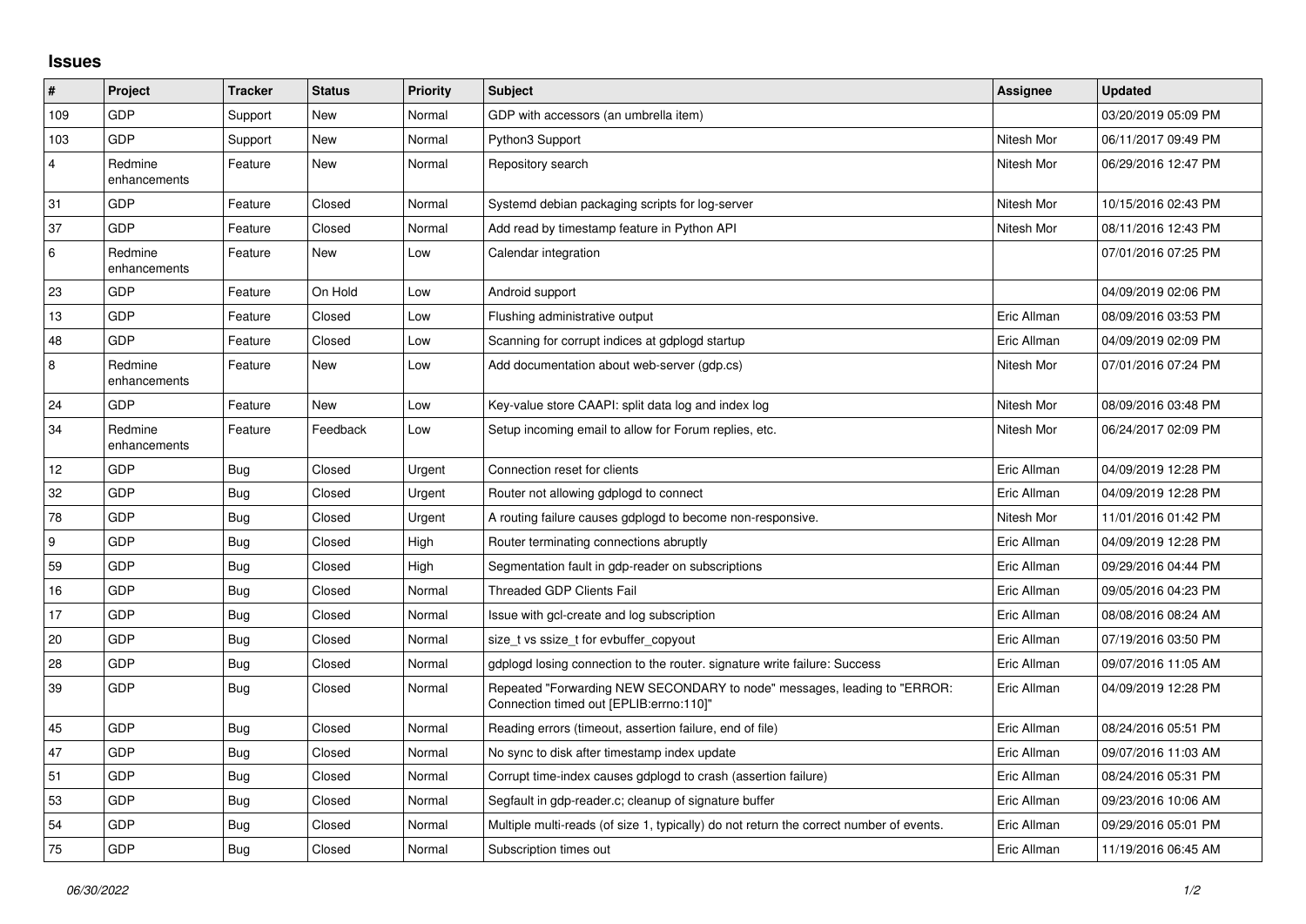## Issues

| # | Project | Tracker | Status | Priority | Subject | Assignee | Updated |
|---|---|---|---|---|---|---|---|
| 109 | GDP | Support | New | Normal | GDP with accessors (an umbrella item) | | 03/20/2019 05:09 PM |
| 103 | GDP | Support | New | Normal | Python3 Support | Nitesh Mor | 06/11/2017 09:49 PM |
| 4 | Redmine enhancements | Feature | New | Normal | Repository search | Nitesh Mor | 06/29/2016 12:47 PM |
| 31 | GDP | Feature | Closed | Normal | Systemd debian packaging scripts for log-server | Nitesh Mor | 10/15/2016 02:43 PM |
| 37 | GDP | Feature | Closed | Normal | Add read by timestamp feature in Python API | Nitesh Mor | 08/11/2016 12:43 PM |
| 6 | Redmine enhancements | Feature | New | Low | Calendar integration | | 07/01/2016 07:25 PM |
| 23 | GDP | Feature | On Hold | Low | Android support | | 04/09/2019 02:06 PM |
| 13 | GDP | Feature | Closed | Low | Flushing administrative output | Eric Allman | 08/09/2016 03:53 PM |
| 48 | GDP | Feature | Closed | Low | Scanning for corrupt indices at gdplogd startup | Eric Allman | 04/09/2019 02:09 PM |
| 8 | Redmine enhancements | Feature | New | Low | Add documentation about web-server (gdp.cs) | Nitesh Mor | 07/01/2016 07:24 PM |
| 24 | GDP | Feature | New | Low | Key-value store CAAPI: split data log and index log | Nitesh Mor | 08/09/2016 03:48 PM |
| 34 | Redmine enhancements | Feature | Feedback | Low | Setup incoming email to allow for Forum replies, etc. | Nitesh Mor | 06/24/2017 02:09 PM |
| 12 | GDP | Bug | Closed | Urgent | Connection reset for clients | Eric Allman | 04/09/2019 12:28 PM |
| 32 | GDP | Bug | Closed | Urgent | Router not allowing gdplogd to connect | Eric Allman | 04/09/2019 12:28 PM |
| 78 | GDP | Bug | Closed | Urgent | A routing failure causes gdplogd to become non-responsive. | Nitesh Mor | 11/01/2016 01:42 PM |
| 9 | GDP | Bug | Closed | High | Router terminating connections abruptly | Eric Allman | 04/09/2019 12:28 PM |
| 59 | GDP | Bug | Closed | High | Segmentation fault in gdp-reader on subscriptions | Eric Allman | 09/29/2016 04:44 PM |
| 16 | GDP | Bug | Closed | Normal | Threaded GDP Clients Fail | Eric Allman | 09/05/2016 04:23 PM |
| 17 | GDP | Bug | Closed | Normal | Issue with gcl-create and log subscription | Eric Allman | 08/08/2016 08:24 AM |
| 20 | GDP | Bug | Closed | Normal | size_t vs ssize_t for evbuffer_copyout | Eric Allman | 07/19/2016 03:50 PM |
| 28 | GDP | Bug | Closed | Normal | gdplogd losing connection to the router. signature write failure: Success | Eric Allman | 09/07/2016 11:05 AM |
| 39 | GDP | Bug | Closed | Normal | Repeated "Forwarding NEW SECONDARY to node" messages, leading to "ERROR: Connection timed out [EPLIB:errno:110]" | Eric Allman | 04/09/2019 12:28 PM |
| 45 | GDP | Bug | Closed | Normal | Reading errors (timeout, assertion failure, end of file) | Eric Allman | 08/24/2016 05:51 PM |
| 47 | GDP | Bug | Closed | Normal | No sync to disk after timestamp index update | Eric Allman | 09/07/2016 11:03 AM |
| 51 | GDP | Bug | Closed | Normal | Corrupt time-index causes gdplogd to crash (assertion failure) | Eric Allman | 08/24/2016 05:31 PM |
| 53 | GDP | Bug | Closed | Normal | Segfault in gdp-reader.c; cleanup of signature buffer | Eric Allman | 09/23/2016 10:06 AM |
| 54 | GDP | Bug | Closed | Normal | Multiple multi-reads (of size 1, typically) do not return the correct number of events. | Eric Allman | 09/29/2016 05:01 PM |
| 75 | GDP | Bug | Closed | Normal | Subscription times out | Eric Allman | 11/19/2016 06:45 AM |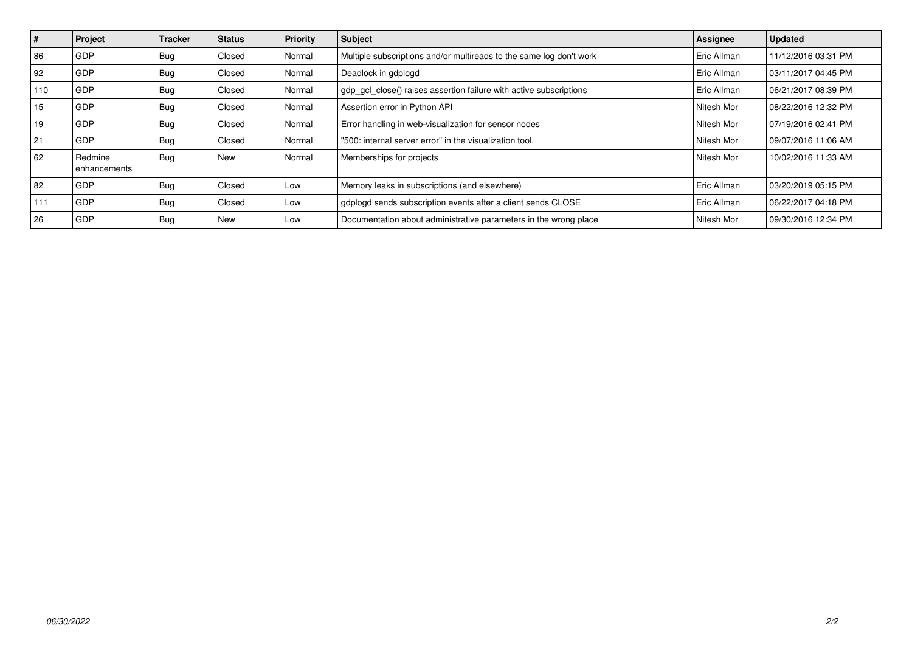| # | Project | Tracker | Status | Priority | Subject | Assignee | Updated |
| --- | --- | --- | --- | --- | --- | --- | --- |
| 86 | GDP | Bug | Closed | Normal | Multiple subscriptions and/or multireads to the same log don't work | Eric Allman | 11/12/2016 03:31 PM |
| 92 | GDP | Bug | Closed | Normal | Deadlock in gdplogd | Eric Allman | 03/11/2017 04:45 PM |
| 110 | GDP | Bug | Closed | Normal | gdp_gcl_close() raises assertion failure with active subscriptions | Eric Allman | 06/21/2017 08:39 PM |
| 15 | GDP | Bug | Closed | Normal | Assertion error in Python API | Nitesh Mor | 08/22/2016 12:32 PM |
| 19 | GDP | Bug | Closed | Normal | Error handling in web-visualization for sensor nodes | Nitesh Mor | 07/19/2016 02:41 PM |
| 21 | GDP | Bug | Closed | Normal | "500: internal server error" in the visualization tool. | Nitesh Mor | 09/07/2016 11:06 AM |
| 62 | Redmine enhancements | Bug | New | Normal | Memberships for projects | Nitesh Mor | 10/02/2016 11:33 AM |
| 82 | GDP | Bug | Closed | Low | Memory leaks in subscriptions (and elsewhere) | Eric Allman | 03/20/2019 05:15 PM |
| 111 | GDP | Bug | Closed | Low | gdplogd sends subscription events after a client sends CLOSE | Eric Allman | 06/22/2017 04:18 PM |
| 26 | GDP | Bug | New | Low | Documentation about administrative parameters in the wrong place | Nitesh Mor | 09/30/2016 12:34 PM |

*06/30/2022*